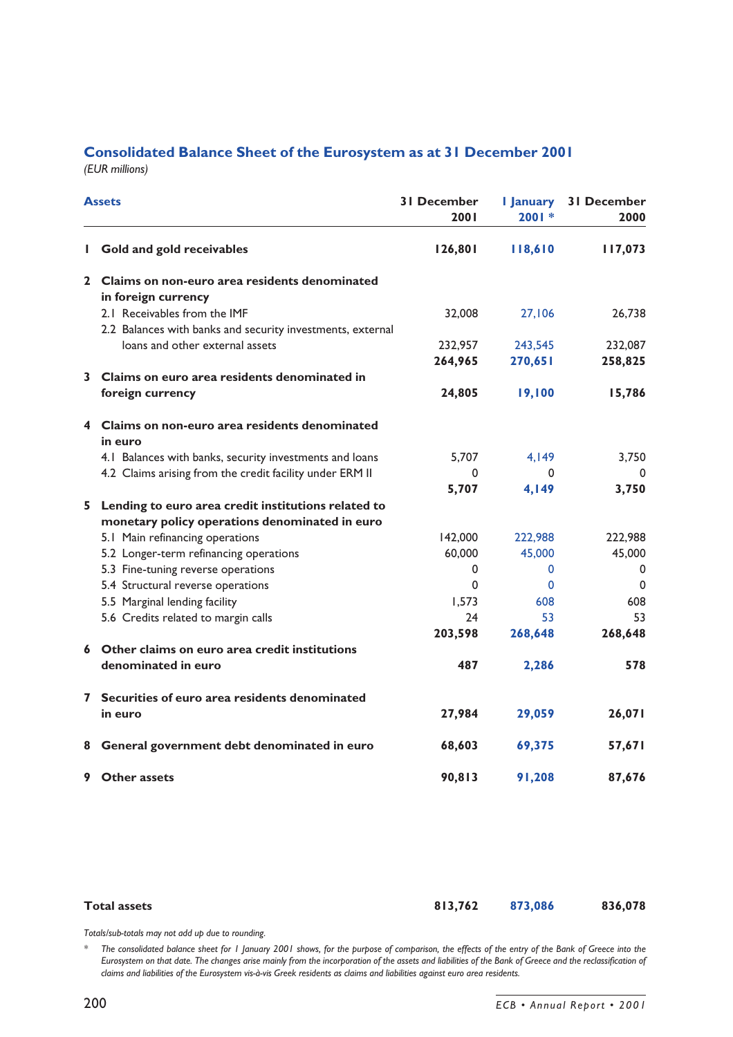## Consolidated Balance Sheet of the Eurosystem as at 31 December 2001

*(EUR millions)*

| Assets | 31 December 2001 | 1 January 2001 * | 31 December 2000 |
|---|---|---|---|
| **1 Gold and gold receivables** | **126,801** | **118,610** | **117,073** |
| **2 Claims on non-euro area residents denominated in foreign currency** | | | |
| 2.1 Receivables from the IMF | 32,008 | 27,106 | 26,738 |
| 2.2 Balances with banks and security investments, external loans and other external assets | 232,957 | 243,545 | 232,087 |
| | **264,965** | **270,651** | **258,825** |
| **3 Claims on euro area residents denominated in foreign currency** | **24,805** | **19,100** | **15,786** |
| **4 Claims on non-euro area residents denominated in euro** | | | |
| 4.1 Balances with banks, security investments and loans | 5,707 | 4,149 | 3,750 |
| 4.2 Claims arising from the credit facility under ERM II | 0 | 0 | 0 |
| | **5,707** | **4,149** | **3,750** |
| **5 Lending to euro area credit institutions related to monetary policy operations denominated in euro** | | | |
| 5.1 Main refinancing operations | 142,000 | 222,988 | 222,988 |
| 5.2 Longer-term refinancing operations | 60,000 | 45,000 | 45,000 |
| 5.3 Fine-tuning reverse operations | 0 | 0 | 0 |
| 5.4 Structural reverse operations | 0 | 0 | 0 |
| 5.5 Marginal lending facility | 1,573 | 608 | 608 |
| 5.6 Credits related to margin calls | 24 | 53 | 53 |
| | **203,598** | **268,648** | **268,648** |
| **6 Other claims on euro area credit institutions denominated in euro** | **487** | **2,286** | **578** |
| **7 Securities of euro area residents denominated in euro** | **27,984** | **29,059** | **26,071** |
| **8 General government debt denominated in euro** | **68,603** | **69,375** | **57,671** |
| **9 Other assets** | **90,813** | **91,208** | **87,676** |
| **Total assets** | **813,762** | **873,086** | **836,078** |

*Totals/sub-totals may not add up due to rounding.*

\* *The consolidated balance sheet for 1 January 2001 shows, for the purpose of comparison, the effects of the entry of the Bank of Greece into the Eurosystem on that date. The changes arise mainly from the incorporation of the assets and liabilities of the Bank of Greece and the reclassification of claims and liabilities of the Eurosystem vis-à-vis Greek residents as claims and liabilities against euro area residents.*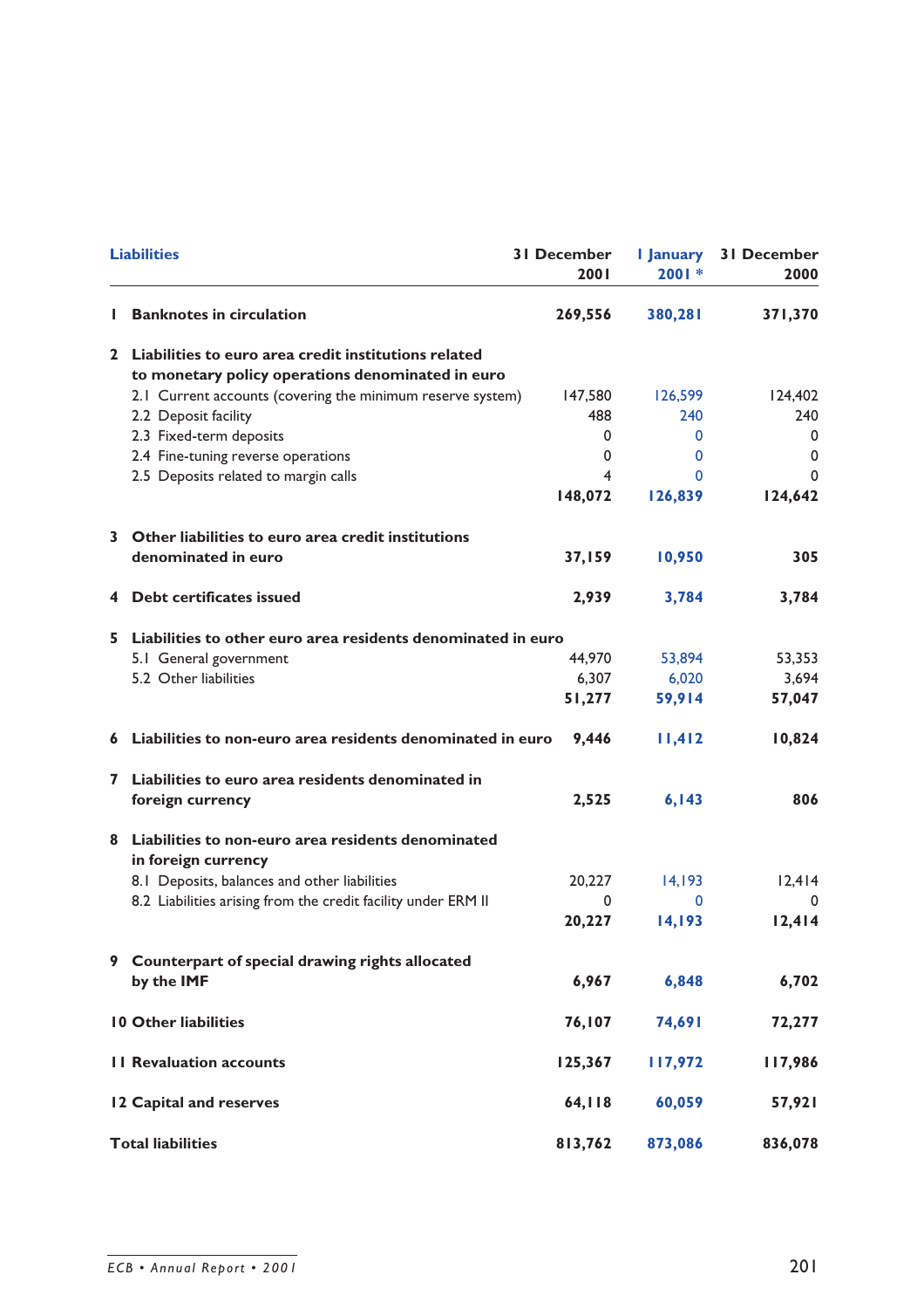| Liabilities | 31 December 2001 | 1 January 2001 * | 31 December 2000 |
|---|---|---|---|
| **1 Banknotes in circulation** | **269,556** | **380,281** | **371,370** |
| **2 Liabilities to euro area credit institutions related to monetary policy operations denominated in euro** | | | |
| 2.1 Current accounts (covering the minimum reserve system) | 147,580 | 126,599 | 124,402 |
| 2.2 Deposit facility | 488 | 240 | 240 |
| 2.3 Fixed-term deposits | 0 | 0 | 0 |
| 2.4 Fine-tuning reverse operations | 0 | 0 | 0 |
| 2.5 Deposits related to margin calls | 4 | 0 | 0 |
| | **148,072** | **126,839** | **124,642** |
| **3 Other liabilities to euro area credit institutions denominated in euro** | **37,159** | **10,950** | **305** |
| **4 Debt certificates issued** | **2,939** | **3,784** | **3,784** |
| **5 Liabilities to other euro area residents denominated in euro** | | | |
| 5.1 General government | 44,970 | 53,894 | 53,353 |
| 5.2 Other liabilities | 6,307 | 6,020 | 3,694 |
| | **51,277** | **59,914** | **57,047** |
| **6 Liabilities to non-euro area residents denominated in euro** | **9,446** | **11,412** | **10,824** |
| **7 Liabilities to euro area residents denominated in foreign currency** | **2,525** | **6,143** | **806** |
| **8 Liabilities to non-euro area residents denominated in foreign currency** | | | |
| 8.1 Deposits, balances and other liabilities | 20,227 | 14,193 | 12,414 |
| 8.2 Liabilities arising from the credit facility under ERM II | 0 | 0 | 0 |
| | **20,227** | **14,193** | **12,414** |
| **9 Counterpart of special drawing rights allocated by the IMF** | **6,967** | **6,848** | **6,702** |
| **10 Other liabilities** | **76,107** | **74,691** | **72,277** |
| **11 Revaluation accounts** | **125,367** | **117,972** | **117,986** |
| **12 Capital and reserves** | **64,118** | **60,059** | **57,921** |
| **Total liabilities** | **813,762** | **873,086** | **836,078** |